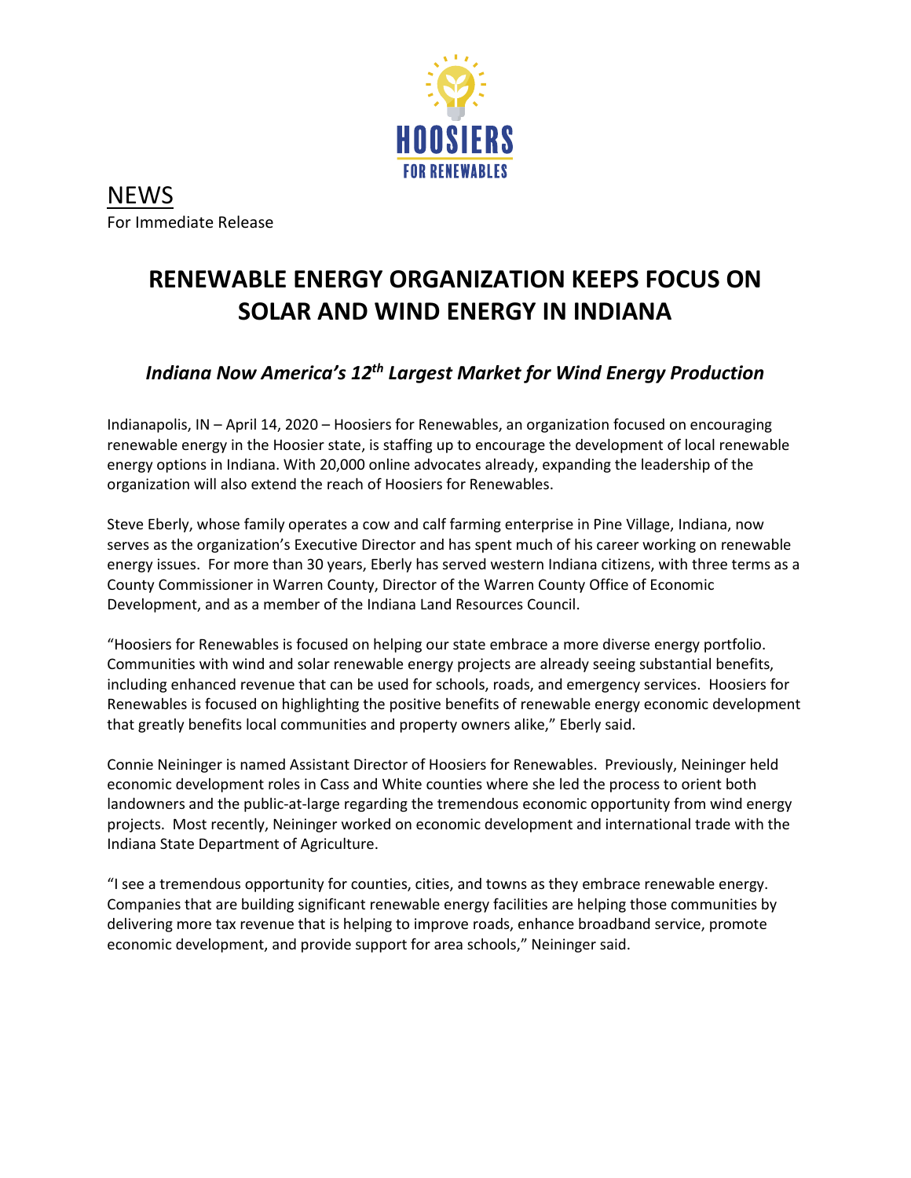HOOSIERS FOR RENEWABLES

NEWS

For Immediate Release

# RENEWABLE ENERGY ORGANIZATION KEEPS FOCUS ON SOLAR AND WIND ENERGY IN INDIANA

## *Indiana Now America's 12th Largest Market for Wind Energy Production*

Indianapolis, IN – April 14, 2020 – Hoosiers for Renewables, an organization focused on encouraging renewable energy in the Hoosier state, is staffing up to encourage the development of local renewable energy options in Indiana. With 20,000 online advocates already, expanding the leadership of the organization will also extend the reach of Hoosiers for Renewables.

Steve Eberly, whose family operates a cow and calf farming enterprise in Pine Village, Indiana, now serves as the organization's Executive Director and has spent much of his career working on renewable energy issues. For more than 30 years, Eberly has served western Indiana citizens, with three terms as a County Commissioner in Warren County, Director of the Warren County Office of Economic Development, and as a member of the Indiana Land Resources Council.

"Hoosiers for Renewables is focused on helping our state embrace a more diverse energy portfolio. Communities with wind and solar renewable energy projects are already seeing substantial benefits, including enhanced revenue that can be used for schools, roads, and emergency services. Hoosiers for Renewables is focused on highlighting the positive benefits of renewable energy economic development that greatly benefits local communities and property owners alike," Eberly said.

Connie Neininger is named Assistant Director of Hoosiers for Renewables. Previously, Neininger held economic development roles in Cass and White counties where she led the process to orient both landowners and the public-at-large regarding the tremendous economic opportunity from wind energy projects. Most recently, Neininger worked on economic development and international trade with the Indiana State Department of Agriculture.

"I see a tremendous opportunity for counties, cities, and towns as they embrace renewable energy. Companies that are building significant renewable energy facilities are helping those communities by delivering more tax revenue that is helping to improve roads, enhance broadband service, promote economic development, and provide support for area schools," Neininger said.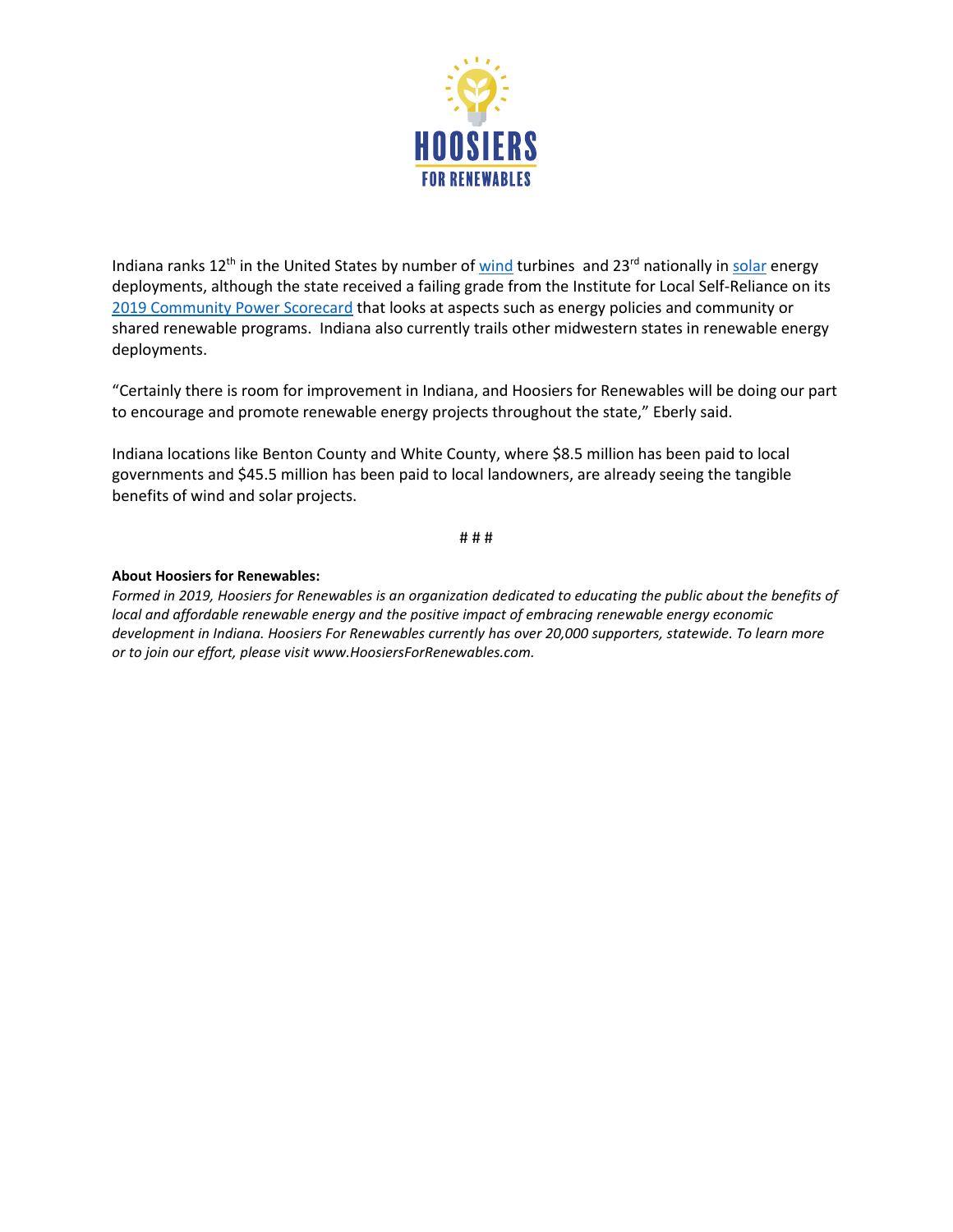Indiana ranks 12th in the United States by number of wind turbines and 23rd nationally in solar energy deployments, although the state received a failing grade from the Institute for Local Self-Reliance on its 2019 Community Power Scorecard that looks at aspects such as energy policies and community or shared renewable programs. Indiana also currently trails other midwestern states in renewable energy deployments.

"Certainly there is room for improvement in Indiana, and Hoosiers for Renewables will be doing our part to encourage and promote renewable energy projects throughout the state," Eberly said.

Indiana locations like Benton County and White County, where $8.5 million has been paid to local governments and $45.5 million has been paid to local landowners, are already seeing the tangible benefits of wind and solar projects.

# # #

**About Hoosiers for Renewables:**

*Formed in 2019, Hoosiers for Renewables is an organization dedicated to educating the public about the benefits of local and affordable renewable energy and the positive impact of embracing renewable energy economic development in Indiana. Hoosiers For Renewables currently has over 20,000 supporters, statewide. To learn more or to join our effort, please visit www.HoosiersForRenewables.com.*